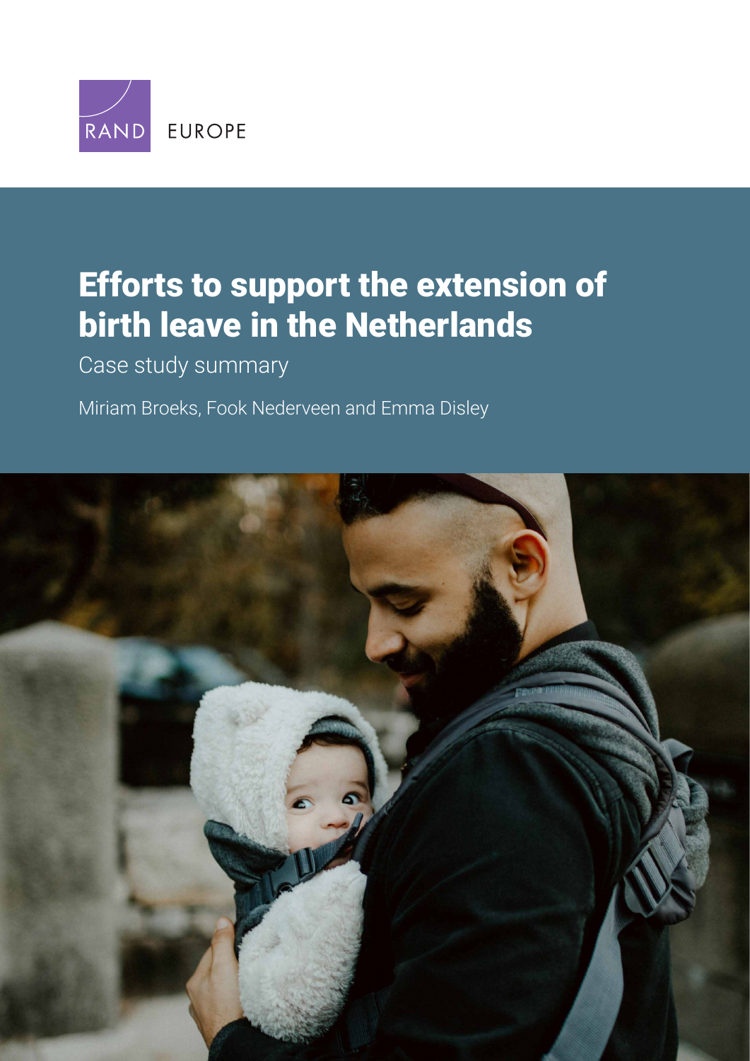RAND EUROPE

# Efforts to support the extension of birth leave in the Netherlands

Case study summary

Miriam Broeks, Fook Nederveen and Emma Disley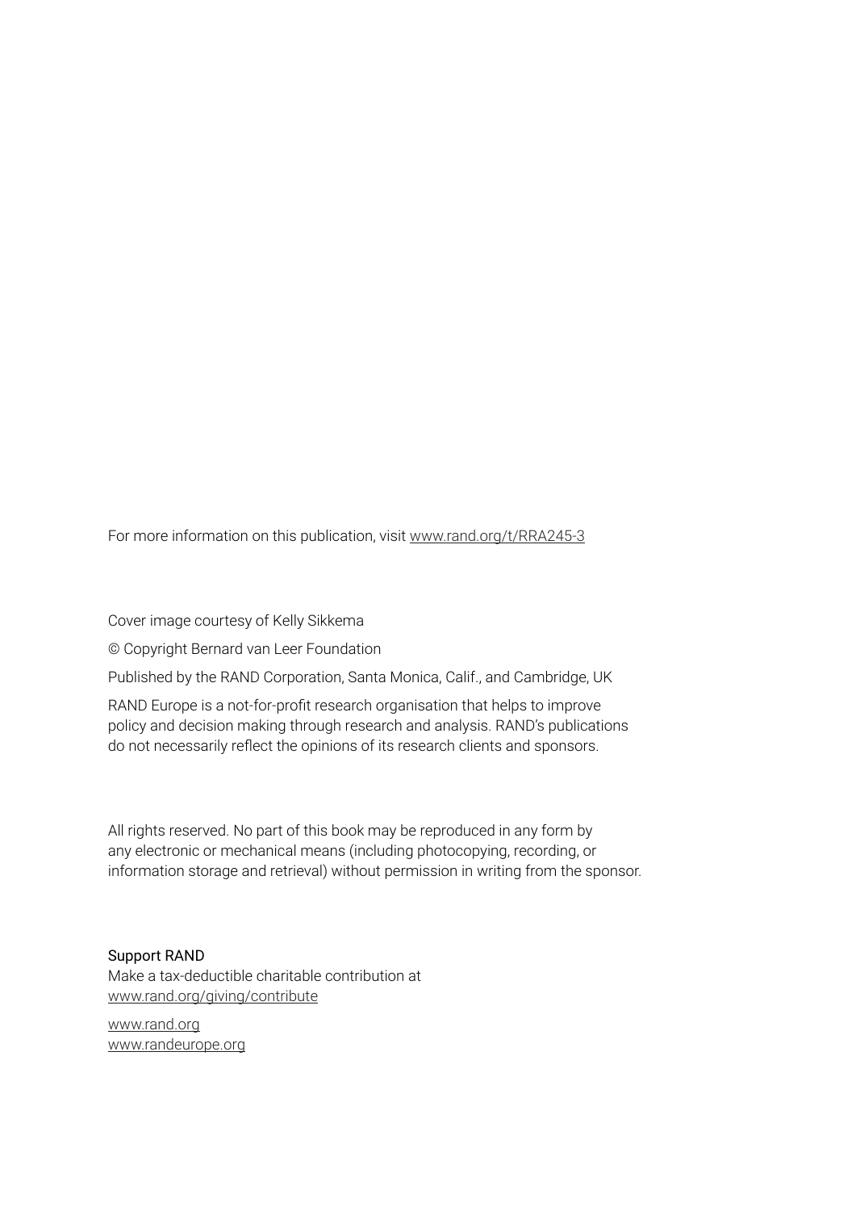For more information on this publication, visit www.rand.org/t/RRA245-3

Cover image courtesy of Kelly Sikkema

© Copyright Bernard van Leer Foundation

Published by the RAND Corporation, Santa Monica, Calif., and Cambridge, UK

RAND Europe is a not-for-profit research organisation that helps to improve policy and decision making through research and analysis. RAND's publications do not necessarily reflect the opinions of its research clients and sponsors.

All rights reserved. No part of this book may be reproduced in any form by any electronic or mechanical means (including photocopying, recording, or information storage and retrieval) without permission in writing from the sponsor.

Support RAND
Make a tax-deductible charitable contribution at
www.rand.org/giving/contribute

www.rand.org
www.randeurope.org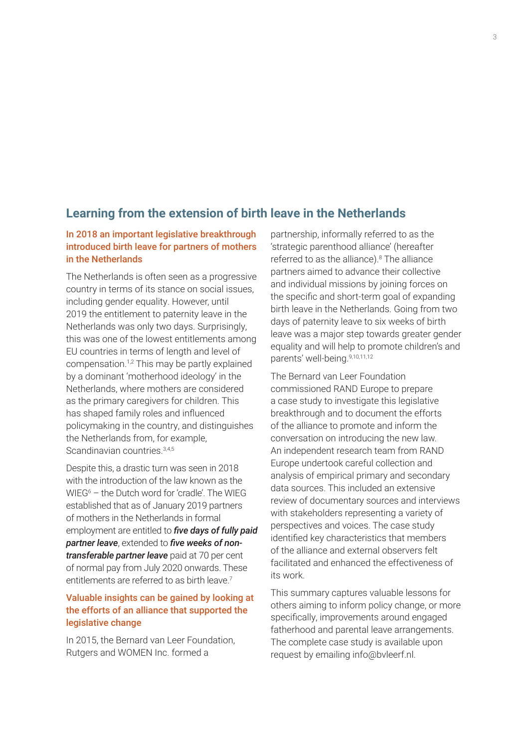## Learning from the extension of birth leave in the Netherlands

### In 2018 an important legislative breakthrough introduced birth leave for partners of mothers in the Netherlands

The Netherlands is often seen as a progressive country in terms of its stance on social issues, including gender equality. However, until 2019 the entitlement to paternity leave in the Netherlands was only two days. Surprisingly, this was one of the lowest entitlements among EU countries in terms of length and level of compensation.[1,2] This may be partly explained by a dominant 'motherhood ideology' in the Netherlands, where mothers are considered as the primary caregivers for children. This has shaped family roles and influenced policymaking in the country, and distinguishes the Netherlands from, for example, Scandinavian countries.[3,4,5]

Despite this, a drastic turn was seen in 2018 with the introduction of the law known as the WIEG[6] – the Dutch word for 'cradle'. The WIEG established that as of January 2019 partners of mothers in the Netherlands in formal employment are entitled to ***five days of fully paid partner leave***, extended to ***five weeks of non-transferable partner leave*** paid at 70 per cent of normal pay from July 2020 onwards. These entitlements are referred to as birth leave.[7]

### Valuable insights can be gained by looking at the efforts of an alliance that supported the legislative change

In 2015, the Bernard van Leer Foundation, Rutgers and WOMEN Inc. formed a partnership, informally referred to as the 'strategic parenthood alliance' (hereafter referred to as the alliance).[8] The alliance partners aimed to advance their collective and individual missions by joining forces on the specific and short-term goal of expanding birth leave in the Netherlands. Going from two days of paternity leave to six weeks of birth leave was a major step towards greater gender equality and will help to promote children's and parents' well-being.[9,10,11,12]

The Bernard van Leer Foundation commissioned RAND Europe to prepare a case study to investigate this legislative breakthrough and to document the efforts of the alliance to promote and inform the conversation on introducing the new law. An independent research team from RAND Europe undertook careful collection and analysis of empirical primary and secondary data sources. This included an extensive review of documentary sources and interviews with stakeholders representing a variety of perspectives and voices. The case study identified key characteristics that members of the alliance and external observers felt facilitated and enhanced the effectiveness of its work.

This summary captures valuable lessons for others aiming to inform policy change, or more specifically, improvements around engaged fatherhood and parental leave arrangements. The complete case study is available upon request by emailing info@bvleerf.nl.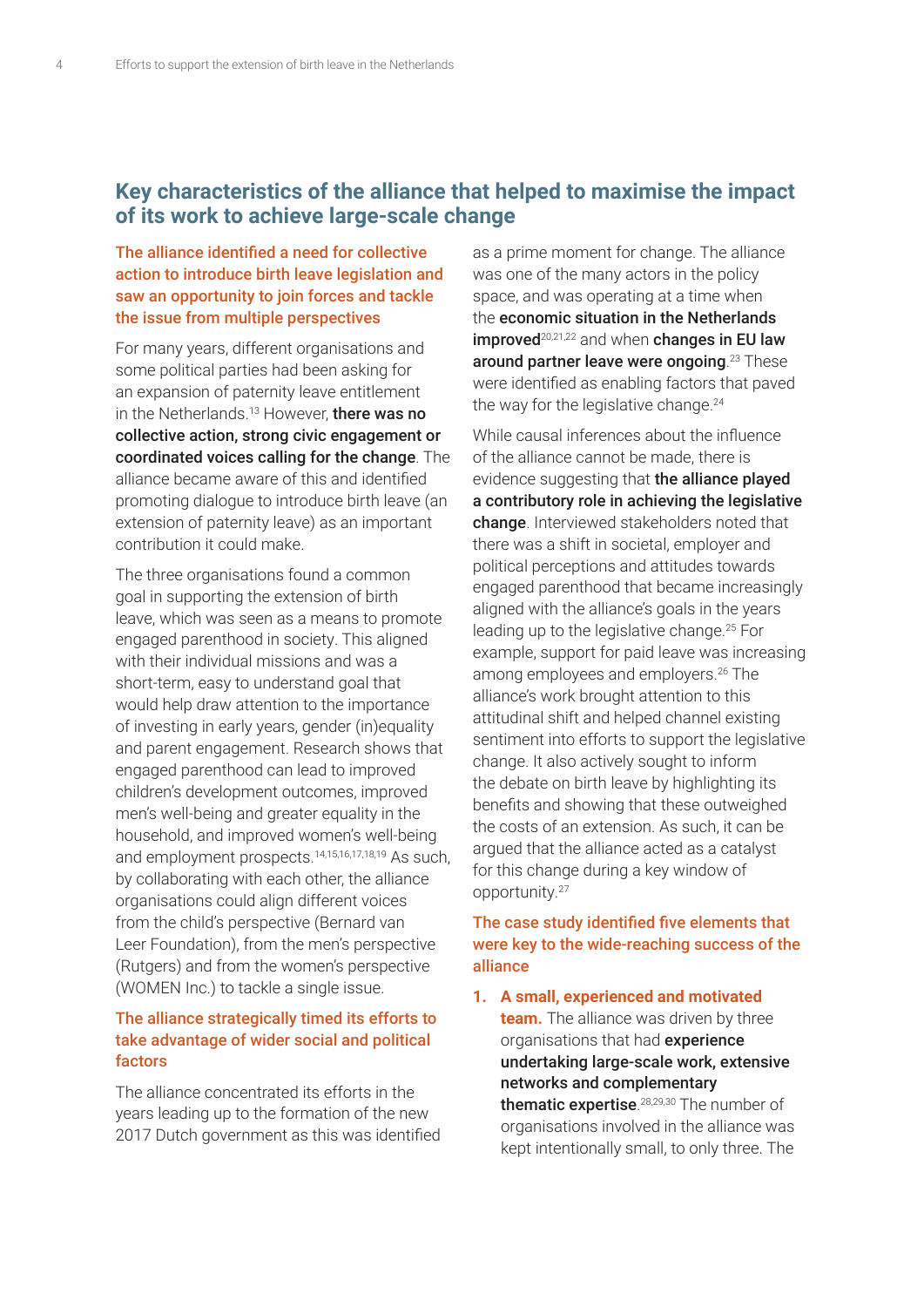## Key characteristics of the alliance that helped to maximise the impact of its work to achieve large-scale change

### The alliance identified a need for collective action to introduce birth leave legislation and saw an opportunity to join forces and tackle the issue from multiple perspectives

For many years, different organisations and some political parties had been asking for an expansion of paternity leave entitlement in the Netherlands.[13] However, **there was no collective action, strong civic engagement or coordinated voices calling for the change**. The alliance became aware of this and identified promoting dialogue to introduce birth leave (an extension of paternity leave) as an important contribution it could make.

The three organisations found a common goal in supporting the extension of birth leave, which was seen as a means to promote engaged parenthood in society. This aligned with their individual missions and was a short-term, easy to understand goal that would help draw attention to the importance of investing in early years, gender (in)equality and parent engagement. Research shows that engaged parenthood can lead to improved children's development outcomes, improved men's well-being and greater equality in the household, and improved women's well-being and employment prospects.[14,15,16,17,18,19] As such, by collaborating with each other, the alliance organisations could align different voices from the child's perspective (Bernard van Leer Foundation), from the men's perspective (Rutgers) and from the women's perspective (WOMEN Inc.) to tackle a single issue.

### The alliance strategically timed its efforts to take advantage of wider social and political factors

The alliance concentrated its efforts in the years leading up to the formation of the new 2017 Dutch government as this was identified as a prime moment for change. The alliance was one of the many actors in the policy space, and was operating at a time when the **economic situation in the Netherlands improved**[20,21,22] and when **changes in EU law around partner leave were ongoing**.[23] These were identified as enabling factors that paved the way for the legislative change.[24]

While causal inferences about the influence of the alliance cannot be made, there is evidence suggesting that **the alliance played a contributory role in achieving the legislative change**. Interviewed stakeholders noted that there was a shift in societal, employer and political perceptions and attitudes towards engaged parenthood that became increasingly aligned with the alliance's goals in the years leading up to the legislative change.[25] For example, support for paid leave was increasing among employees and employers.[26] The alliance's work brought attention to this attitudinal shift and helped channel existing sentiment into efforts to support the legislative change. It also actively sought to inform the debate on birth leave by highlighting its benefits and showing that these outweighed the costs of an extension. As such, it can be argued that the alliance acted as a catalyst for this change during a key window of opportunity.[27]

### The case study identified five elements that were key to the wide-reaching success of the alliance

1. **A small, experienced and motivated team.** The alliance was driven by three organisations that had **experience undertaking large-scale work, extensive networks and complementary thematic expertise**.[28,29,30] The number of organisations involved in the alliance was kept intentionally small, to only three. The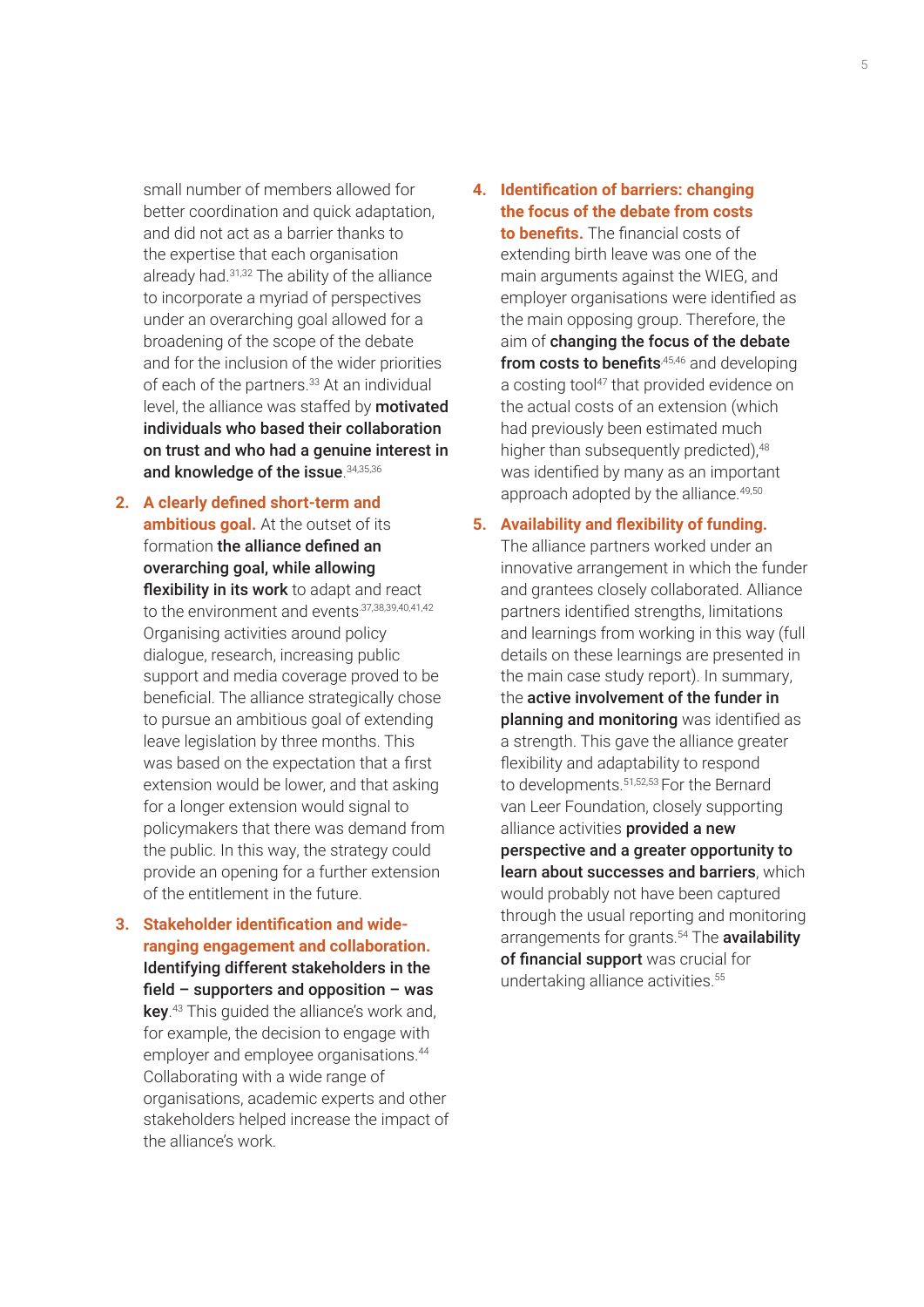small number of members allowed for better coordination and quick adaptation, and did not act as a barrier thanks to the expertise that each organisation already had.[31,32] The ability of the alliance to incorporate a myriad of perspectives under an overarching goal allowed for a broadening of the scope of the debate and for the inclusion of the wider priorities of each of the partners.[33] At an individual level, the alliance was staffed by **motivated individuals who based their collaboration on trust and who had a genuine interest in and knowledge of the issue**.[34,35,36]

2. **A clearly defined short-term and ambitious goal.** At the outset of its formation **the alliance defined an overarching goal, while allowing flexibility in its work** to adapt and react to the environment and events.[37,38,39,40,41,42] Organising activities around policy dialogue, research, increasing public support and media coverage proved to be beneficial. The alliance strategically chose to pursue an ambitious goal of extending leave legislation by three months. This was based on the expectation that a first extension would be lower, and that asking for a longer extension would signal to policymakers that there was demand from the public. In this way, the strategy could provide an opening for a further extension of the entitlement in the future.

3. **Stakeholder identification and wide-ranging engagement and collaboration.** **Identifying different stakeholders in the field – supporters and opposition – was key**.[43] This guided the alliance's work and, for example, the decision to engage with employer and employee organisations.[44] Collaborating with a wide range of organisations, academic experts and other stakeholders helped increase the impact of the alliance's work.

4. **Identification of barriers: changing the focus of the debate from costs to benefits.** The financial costs of extending birth leave was one of the main arguments against the WIEG, and employer organisations were identified as the main opposing group. Therefore, the aim of **changing the focus of the debate from costs to benefits**[45,46] and developing a costing tool[47] that provided evidence on the actual costs of an extension (which had previously been estimated much higher than subsequently predicted),[48] was identified by many as an important approach adopted by the alliance.[49,50]

5. **Availability and flexibility of funding.** The alliance partners worked under an innovative arrangement in which the funder and grantees closely collaborated. Alliance partners identified strengths, limitations and learnings from working in this way (full details on these learnings are presented in the main case study report). In summary, the **active involvement of the funder in planning and monitoring** was identified as a strength. This gave the alliance greater flexibility and adaptability to respond to developments.[51,52,53] For the Bernard van Leer Foundation, closely supporting alliance activities **provided a new perspective and a greater opportunity to learn about successes and barriers**, which would probably not have been captured through the usual reporting and monitoring arrangements for grants.[54] The **availability of financial support** was crucial for undertaking alliance activities.[55]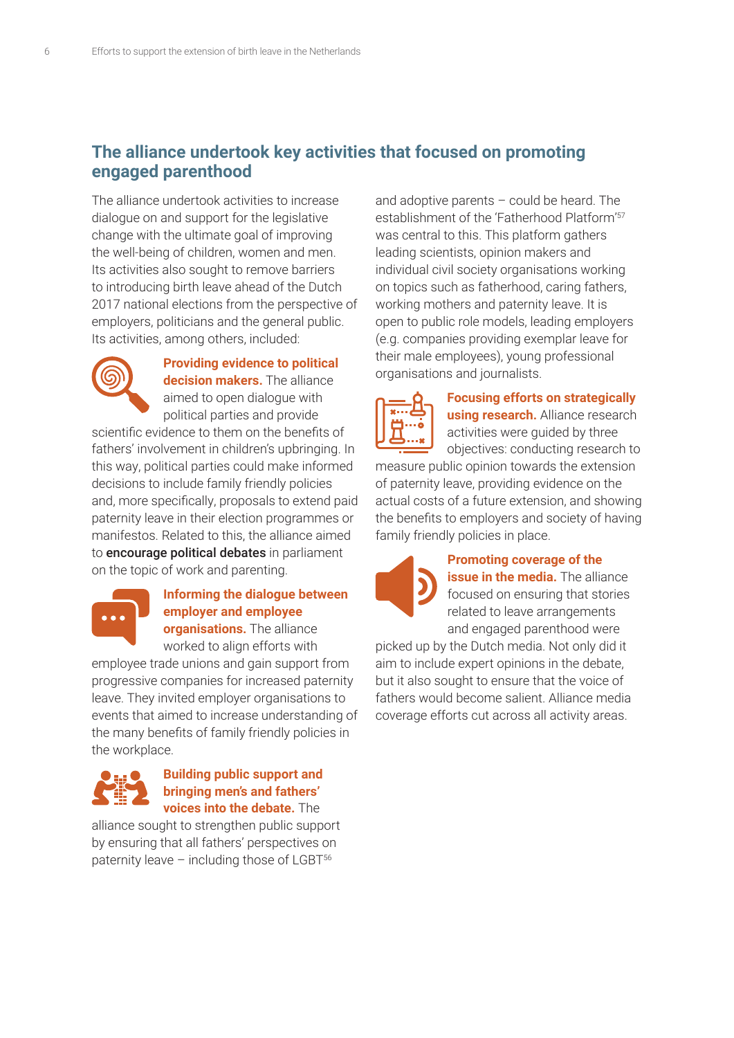## The alliance undertook key activities that focused on promoting engaged parenthood

The alliance undertook activities to increase dialogue on and support for the legislative change with the ultimate goal of improving the well-being of children, women and men. Its activities also sought to remove barriers to introducing birth leave ahead of the Dutch 2017 national elections from the perspective of employers, politicians and the general public. Its activities, among others, included:

**Providing evidence to political decision makers.** The alliance aimed to open dialogue with political parties and provide scientific evidence to them on the benefits of fathers' involvement in children's upbringing. In this way, political parties could make informed decisions to include family friendly policies and, more specifically, proposals to extend paid paternity leave in their election programmes or manifestos. Related to this, the alliance aimed to **encourage political debates** in parliament on the topic of work and parenting.

**Informing the dialogue between employer and employee organisations.** The alliance worked to align efforts with employee trade unions and gain support from progressive companies for increased paternity leave. They invited employer organisations to events that aimed to increase understanding of the many benefits of family friendly policies in the workplace.

**Building public support and bringing men's and fathers' voices into the debate.** The alliance sought to strengthen public support by ensuring that all fathers' perspectives on paternity leave – including those of LGBT[56] and adoptive parents – could be heard. The establishment of the 'Fatherhood Platform'[57] was central to this. This platform gathers leading scientists, opinion makers and individual civil society organisations working on topics such as fatherhood, caring fathers, working mothers and paternity leave. It is open to public role models, leading employers (e.g. companies providing exemplar leave for their male employees), young professional organisations and journalists.

**Focusing efforts on strategically using research.** Alliance research activities were guided by three objectives: conducting research to measure public opinion towards the extension of paternity leave, providing evidence on the actual costs of a future extension, and showing the benefits to employers and society of having family friendly policies in place.

**Promoting coverage of the issue in the media.** The alliance focused on ensuring that stories related to leave arrangements and engaged parenthood were picked up by the Dutch media. Not only did it aim to include expert opinions in the debate, but it also sought to ensure that the voice of fathers would become salient. Alliance media coverage efforts cut across all activity areas.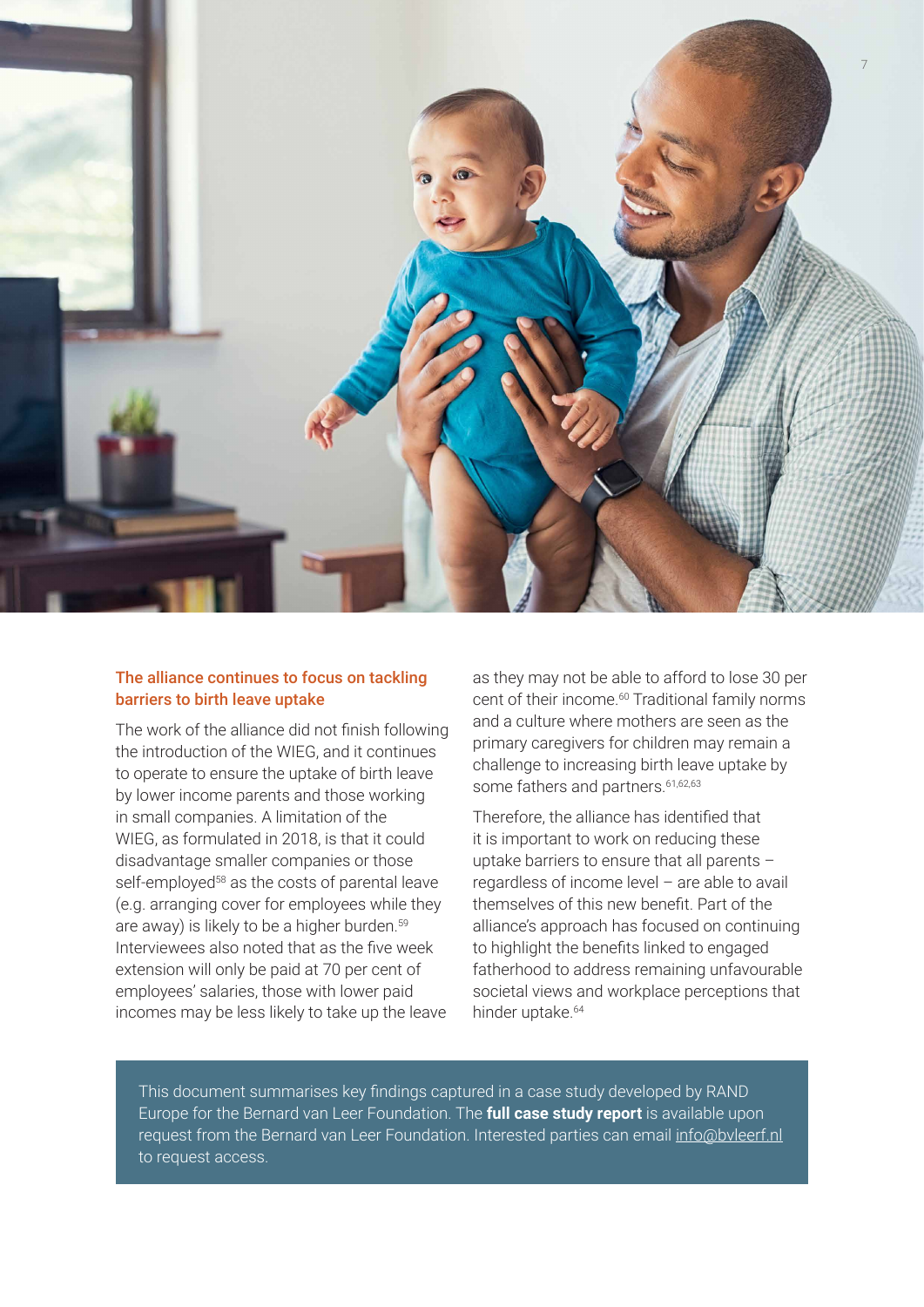## The alliance continues to focus on tackling barriers to birth leave uptake

The work of the alliance did not finish following the introduction of the WIEG, and it continues to operate to ensure the uptake of birth leave by lower income parents and those working in small companies. A limitation of the WIEG, as formulated in 2018, is that it could disadvantage smaller companies or those self-employed[58] as the costs of parental leave (e.g. arranging cover for employees while they are away) is likely to be a higher burden.[59] Interviewees also noted that as the five week extension will only be paid at 70 per cent of employees' salaries, those with lower paid incomes may be less likely to take up the leave as they may not be able to afford to lose 30 per cent of their income.[60] Traditional family norms and a culture where mothers are seen as the primary caregivers for children may remain a challenge to increasing birth leave uptake by some fathers and partners.[61,62,63]

Therefore, the alliance has identified that it is important to work on reducing these uptake barriers to ensure that all parents – regardless of income level – are able to avail themselves of this new benefit. Part of the alliance's approach has focused on continuing to highlight the benefits linked to engaged fatherhood to address remaining unfavourable societal views and workplace perceptions that hinder uptake.[64]

This document summarises key findings captured in a case study developed by RAND Europe for the Bernard van Leer Foundation. The **full case study report** is available upon request from the Bernard van Leer Foundation. Interested parties can email info@bvleerf.nl to request access.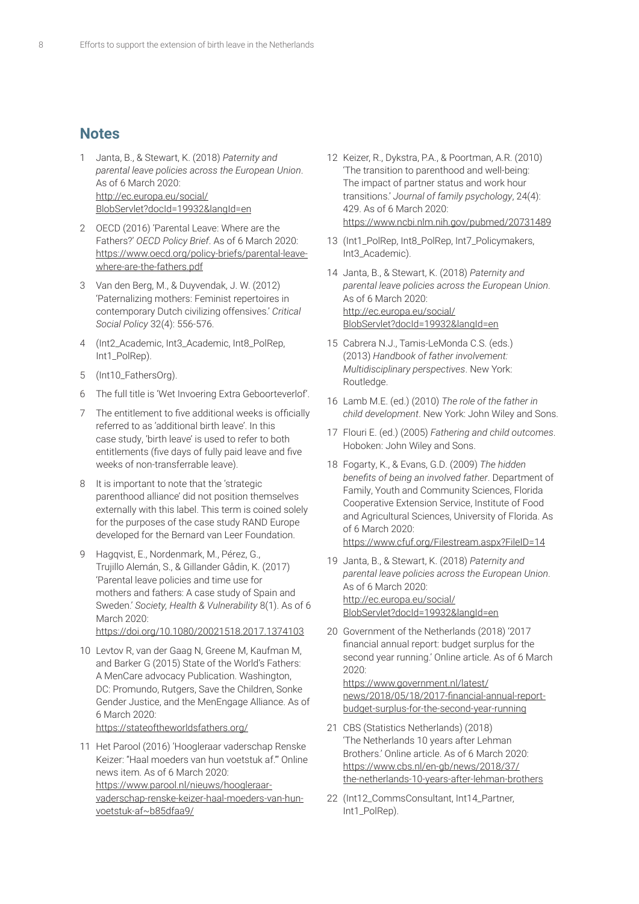## Notes

1. Janta, B., & Stewart, K. (2018) *Paternity and parental leave policies across the European Union*. As of 6 March 2020: http://ec.europa.eu/social/BlobServlet?docId=19932&langId=en
2. OECD (2016) 'Parental Leave: Where are the Fathers?' *OECD Policy Brief*. As of 6 March 2020: https://www.oecd.org/policy-briefs/parental-leave-where-are-the-fathers.pdf
3. Van den Berg, M., & Duyvendak, J. W. (2012) 'Paternalizing mothers: Feminist repertoires in contemporary Dutch civilizing offensives.' *Critical Social Policy* 32(4): 556-576.
4. (Int2_Academic, Int3_Academic, Int8_PolRep, Int1_PolRep).
5. (Int10_FathersOrg).
6. The full title is 'Wet Invoering Extra Geboorteverlof'.
7. The entitlement to five additional weeks is officially referred to as 'additional birth leave'. In this case study, 'birth leave' is used to refer to both entitlements (five days of fully paid leave and five weeks of non-transferrable leave).
8. It is important to note that the 'strategic parenthood alliance' did not position themselves externally with this label. This term is coined solely for the purposes of the case study RAND Europe developed for the Bernard van Leer Foundation.
9. Hagqvist, E., Nordenmark, M., Pérez, G., Trujillo Alemán, S., & Gillander Gådin, K. (2017) 'Parental leave policies and time use for mothers and fathers: A case study of Spain and Sweden.' *Society, Health & Vulnerability* 8(1). As of 6 March 2020: https://doi.org/10.1080/20021518.2017.1374103
10. Levtov R, van der Gaag N, Greene M, Kaufman M, and Barker G (2015) State of the World's Fathers: A MenCare advocacy Publication. Washington, DC: Promundo, Rutgers, Save the Children, Sonke Gender Justice, and the MenEngage Alliance. As of 6 March 2020: https://stateoftheworldsfathers.org/
11. Het Parool (2016) 'Hoogleraar vaderschap Renske Keizer: "Haal moeders van hun voetstuk af."' Online news item. As of 6 March 2020: https://www.parool.nl/nieuws/hoogleraar-vaderschap-renske-keizer-haal-moeders-van-hun-voetstuk-af~b85dfaa9/
12. Keizer, R., Dykstra, P.A., & Poortman, A.R. (2010) 'The transition to parenthood and well-being: The impact of partner status and work hour transitions.' *Journal of family psychology*, 24(4): 429. As of 6 March 2020: https://www.ncbi.nlm.nih.gov/pubmed/20731489
13. (Int1_PolRep, Int8_PolRep, Int7_Policymakers, Int3_Academic).
14. Janta, B., & Stewart, K. (2018) *Paternity and parental leave policies across the European Union*. As of 6 March 2020: http://ec.europa.eu/social/BlobServlet?docId=19932&langId=en
15. Cabrera N.J., Tamis-LeMonda C.S. (eds.) (2013) *Handbook of father involvement: Multidisciplinary perspectives*. New York: Routledge.
16. Lamb M.E. (ed.) (2010) *The role of the father in child development*. New York: John Wiley and Sons.
17. Flouri E. (ed.) (2005) *Fathering and child outcomes*. Hoboken: John Wiley and Sons.
18. Fogarty, K., & Evans, G.D. (2009) *The hidden benefits of being an involved father*. Department of Family, Youth and Community Sciences, Florida Cooperative Extension Service, Institute of Food and Agricultural Sciences, University of Florida. As of 6 March 2020: https://www.cfuf.org/Filestream.aspx?FileID=14
19. Janta, B., & Stewart, K. (2018) *Paternity and parental leave policies across the European Union*. As of 6 March 2020: http://ec.europa.eu/social/BlobServlet?docId=19932&langId=en
20. Government of the Netherlands (2018) '2017 financial annual report: budget surplus for the second year running.' Online article. As of 6 March 2020: https://www.government.nl/latest/news/2018/05/18/2017-financial-annual-report-budget-surplus-for-the-second-year-running
21. CBS (Statistics Netherlands) (2018) 'The Netherlands 10 years after Lehman Brothers.' Online article. As of 6 March 2020: https://www.cbs.nl/en-gb/news/2018/37/the-netherlands-10-years-after-lehman-brothers
22. (Int12_CommsConsultant, Int14_Partner, Int1_PolRep).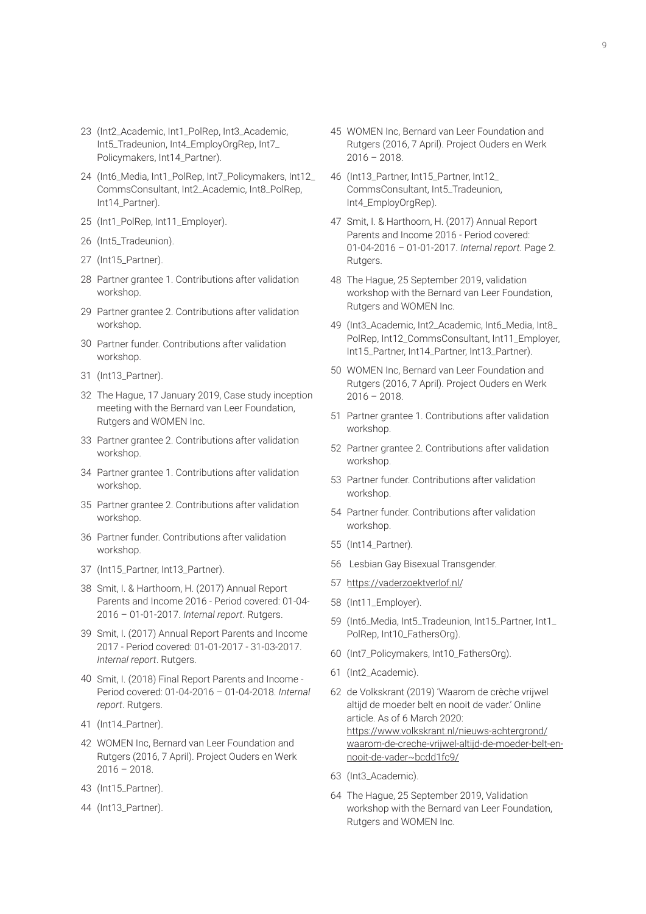23 (Int2_Academic, Int1_PolRep, Int3_Academic, Int5_Tradeunion, Int4_EmployOrgRep, Int7_Policymakers, Int14_Partner).

24 (Int6_Media, Int1_PolRep, Int7_Policymakers, Int12_CommsConsultant, Int2_Academic, Int8_PolRep, Int14_Partner).

25 (Int1_PolRep, Int11_Employer).

26 (Int5_Tradeunion).

27 (Int15_Partner).

28 Partner grantee 1. Contributions after validation workshop.

29 Partner grantee 2. Contributions after validation workshop.

30 Partner funder. Contributions after validation workshop.

31 (Int13_Partner).

32 The Hague, 17 January 2019, Case study inception meeting with the Bernard van Leer Foundation, Rutgers and WOMEN Inc.

33 Partner grantee 2. Contributions after validation workshop.

34 Partner grantee 1. Contributions after validation workshop.

35 Partner grantee 2. Contributions after validation workshop.

36 Partner funder. Contributions after validation workshop.

37 (Int15_Partner, Int13_Partner).

38 Smit, I. & Harthoorn, H. (2017) Annual Report Parents and Income 2016 - Period covered: 01-04-2016 – 01-01-2017. *Internal report*. Rutgers.

39 Smit, I. (2017) Annual Report Parents and Income 2017 - Period covered: 01-01-2017 - 31-03-2017. *Internal report*. Rutgers.

40 Smit, I. (2018) Final Report Parents and Income - Period covered: 01-04-2016 – 01-04-2018. *Internal report*. Rutgers.

41 (Int14_Partner).

42 WOMEN Inc, Bernard van Leer Foundation and Rutgers (2016, 7 April). Project Ouders en Werk 2016 – 2018.

43 (Int15_Partner).

44 (Int13_Partner).

45 WOMEN Inc, Bernard van Leer Foundation and Rutgers (2016, 7 April). Project Ouders en Werk 2016 – 2018.

46 (Int13_Partner, Int15_Partner, Int12_CommsConsultant, Int5_Tradeunion, Int4_EmployOrgRep).

47 Smit, I. & Harthoorn, H. (2017) Annual Report Parents and Income 2016 - Period covered: 01-04-2016 – 01-01-2017. *Internal report*. Page 2. Rutgers.

48 The Hague, 25 September 2019, validation workshop with the Bernard van Leer Foundation, Rutgers and WOMEN Inc.

49 (Int3_Academic, Int2_Academic, Int6_Media, Int8_PolRep, Int12_CommsConsultant, Int11_Employer, Int15_Partner, Int14_Partner, Int13_Partner).

50 WOMEN Inc, Bernard van Leer Foundation and Rutgers (2016, 7 April). Project Ouders en Werk 2016 – 2018.

51 Partner grantee 1. Contributions after validation workshop.

52 Partner grantee 2. Contributions after validation workshop.

53 Partner funder. Contributions after validation workshop.

54 Partner funder. Contributions after validation workshop.

55 (Int14_Partner).

56 Lesbian Gay Bisexual Transgender.

57 https://vaderzoektverlof.nl/

58 (Int11_Employer).

59 (Int6_Media, Int5_Tradeunion, Int15_Partner, Int1_PolRep, Int10_FathersOrg).

60 (Int7_Policymakers, Int10_FathersOrg).

61 (Int2_Academic).

62 de Volkskrant (2019) 'Waarom de crèche vrijwel altijd de moeder belt en nooit de vader.' Online article. As of 6 March 2020: https://www.volkskrant.nl/nieuws-achtergrond/waarom-de-creche-vrijwel-altijd-de-moeder-belt-en-nooit-de-vader~bcdd1fc9/

63 (Int3_Academic).

64 The Hague, 25 September 2019, Validation workshop with the Bernard van Leer Foundation, Rutgers and WOMEN Inc.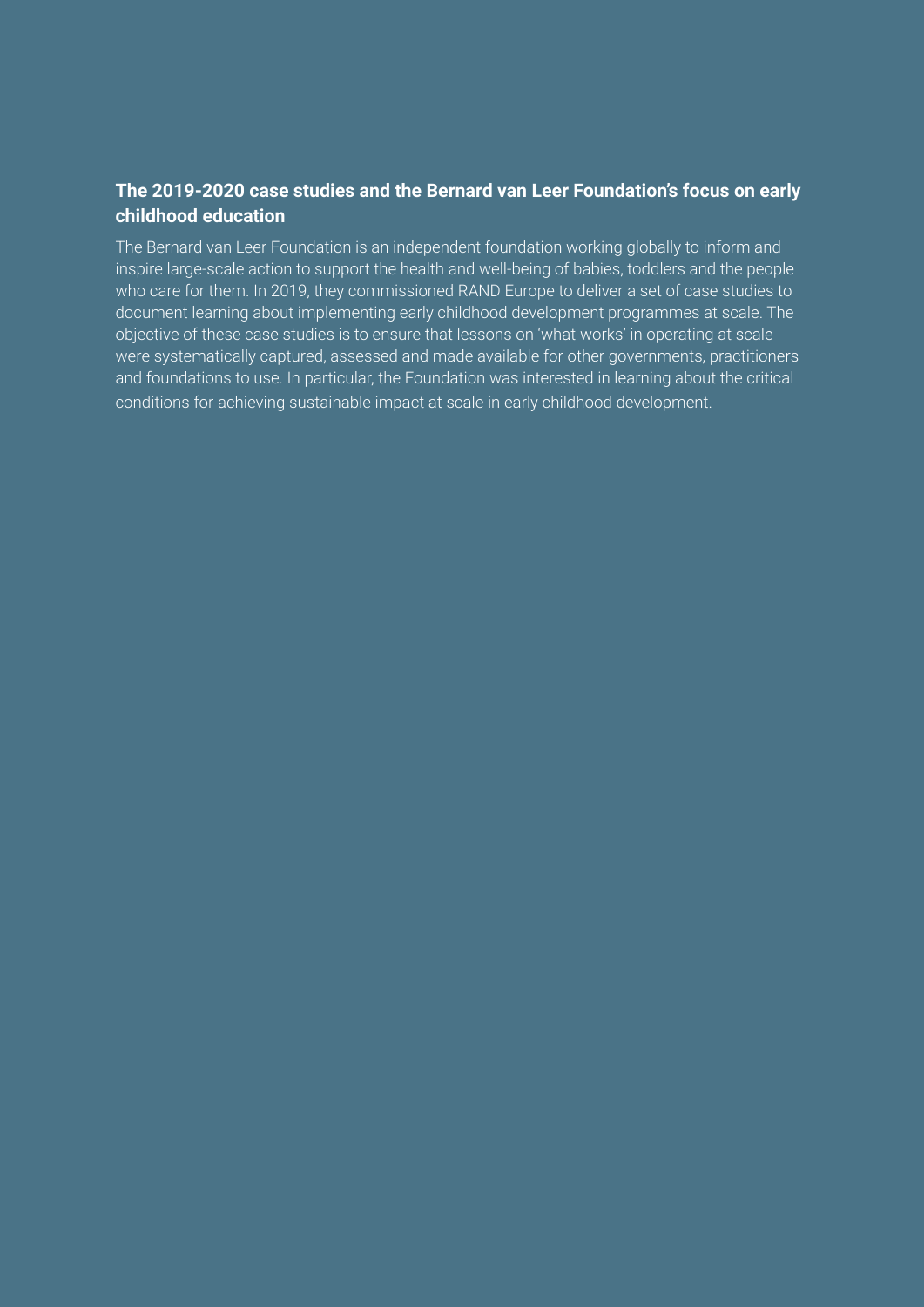### The 2019-2020 case studies and the Bernard van Leer Foundation's focus on early childhood education

The Bernard van Leer Foundation is an independent foundation working globally to inform and inspire large-scale action to support the health and well-being of babies, toddlers and the people who care for them. In 2019, they commissioned RAND Europe to deliver a set of case studies to document learning about implementing early childhood development programmes at scale. The objective of these case studies is to ensure that lessons on 'what works' in operating at scale were systematically captured, assessed and made available for other governments, practitioners and foundations to use. In particular, the Foundation was interested in learning about the critical conditions for achieving sustainable impact at scale in early childhood development.